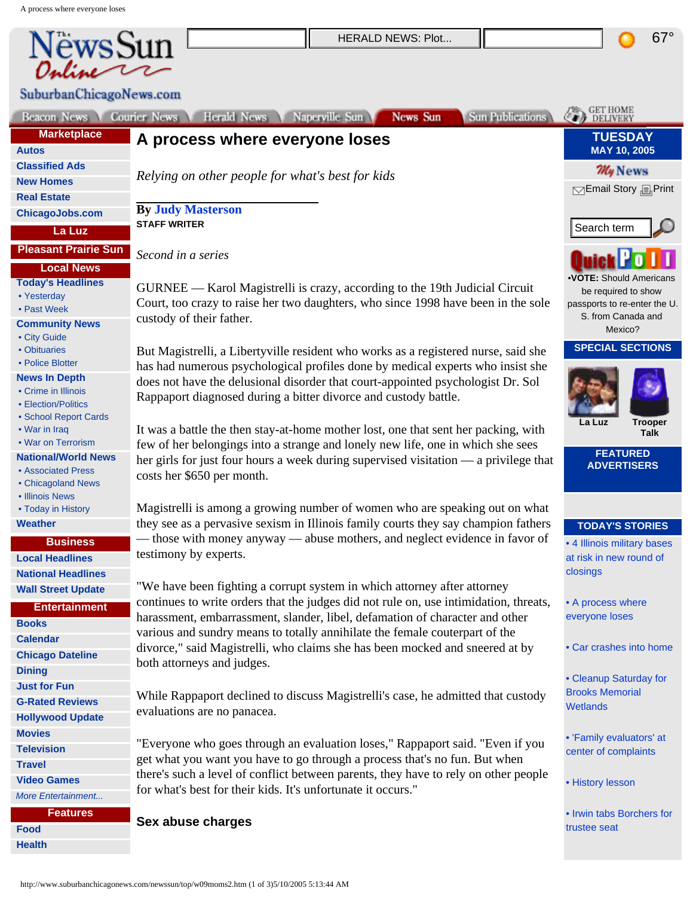# A process where everyone loses

*Relying on other people for what's best for kids*

**By Judy Masterson**
**STAFF WRITER**

*Second in a series*

GURNEE — Karol Magistrelli is crazy, according to the 19th Judicial Circuit Court, too crazy to raise her two daughters, who since 1998 have been in the sole custody of their father.

But Magistrelli, a Libertyville resident who works as a registered nurse, said she has had numerous psychological profiles done by medical experts who insist she does not have the delusional disorder that court-appointed psychologist Dr. Sol Rappaport diagnosed during a bitter divorce and custody battle.

It was a battle the then stay-at-home mother lost, one that sent her packing, with few of her belongings into a strange and lonely new life, one in which she sees her girls for just four hours a week during supervised visitation — a privilege that costs her $650 per month.

Magistrelli is among a growing number of women who are speaking out on what they see as a pervasive sexism in Illinois family courts they say champion fathers — those with money anyway — abuse mothers, and neglect evidence in favor of testimony by experts.

"We have been fighting a corrupt system in which attorney after attorney continues to write orders that the judges did not rule on, use intimidation, threats, harassment, embarrassment, slander, libel, defamation of character and other various and sundry means to totally annihilate the female couterpart of the divorce," said Magistrelli, who claims she has been mocked and sneered at by both attorneys and judges.

While Rappaport declined to discuss Magistrelli's case, he admitted that custody evaluations are no panacea.

"Everyone who goes through an evaluation loses," Rappaport said. "Even if you get what you want you have to go through a process that's no fun. But when there's such a level of conflict between parents, they have to rely on other people for what's best for their kids. It's unfortunate it occurs."

## Sex abuse charges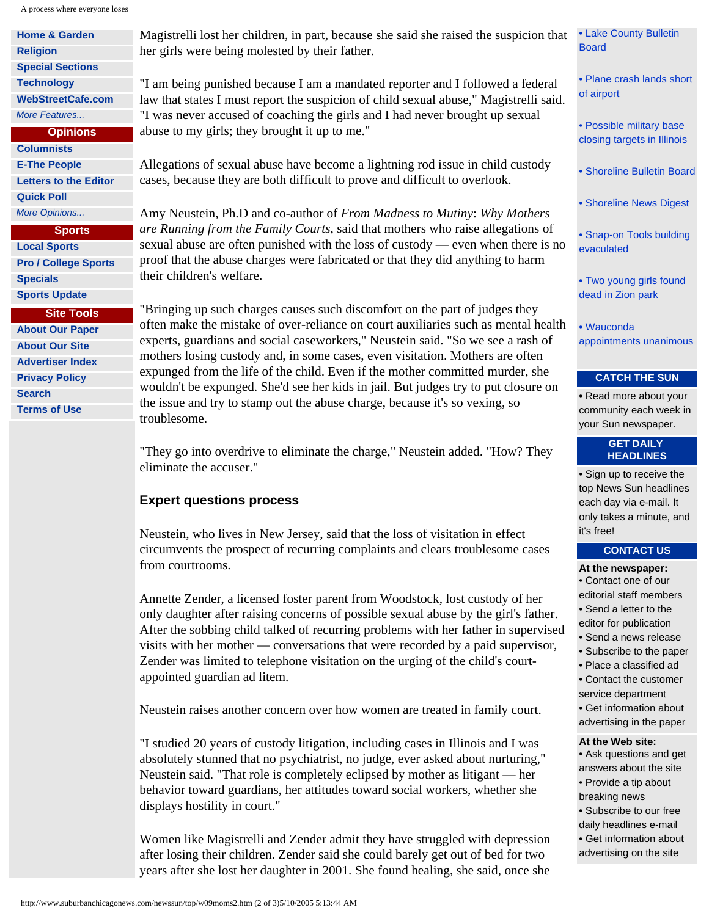Magistrelli lost her children, in part, because she said she raised the suspicion that her girls were being molested by their father.

"I am being punished because I am a mandated reporter and I followed a federal law that states I must report the suspicion of child sexual abuse," Magistrelli said. "I was never accused of coaching the girls and I had never brought up sexual abuse to my girls; they brought it up to me."

Allegations of sexual abuse have become a lightning rod issue in child custody cases, because they are both difficult to prove and difficult to overlook.

Amy Neustein, Ph.D and co-author of *From Madness to Mutiny*: *Why Mothers are Running from the Family Courts*, said that mothers who raise allegations of sexual abuse are often punished with the loss of custody — even when there is no proof that the abuse charges were fabricated or that they did anything to harm their children's welfare.

"Bringing up such charges causes such discomfort on the part of judges they often make the mistake of over-reliance on court auxiliaries such as mental health experts, guardians and social caseworkers," Neustein said. "So we see a rash of mothers losing custody and, in some cases, even visitation. Mothers are often expunged from the life of the child. Even if the mother committed murder, she wouldn't be expunged. She'd see her kids in jail. But judges try to put closure on the issue and try to stamp out the abuse charge, because it's so vexing, so troublesome.

"They go into overdrive to eliminate the charge," Neustein added. "How? They eliminate the accuser."

### Expert questions process

Neustein, who lives in New Jersey, said that the loss of visitation in effect circumvents the prospect of recurring complaints and clears troublesome cases from courtrooms.

Annette Zender, a licensed foster parent from Woodstock, lost custody of her only daughter after raising concerns of possible sexual abuse by the girl's father. After the sobbing child talked of recurring problems with her father in supervised visits with her mother — conversations that were recorded by a paid supervisor, Zender was limited to telephone visitation on the urging of the child's court-appointed guardian ad litem.

Neustein raises another concern over how women are treated in family court.

"I studied 20 years of custody litigation, including cases in Illinois and I was absolutely stunned that no psychiatrist, no judge, ever asked about nurturing," Neustein said. "That role is completely eclipsed by mother as litigant — her behavior toward guardians, her attitudes toward social workers, whether she displays hostility in court."

Women like Magistrelli and Zender admit they have struggled with depression after losing their children. Zender said she could barely get out of bed for two years after she lost her daughter in 2001. She found healing, she said, once she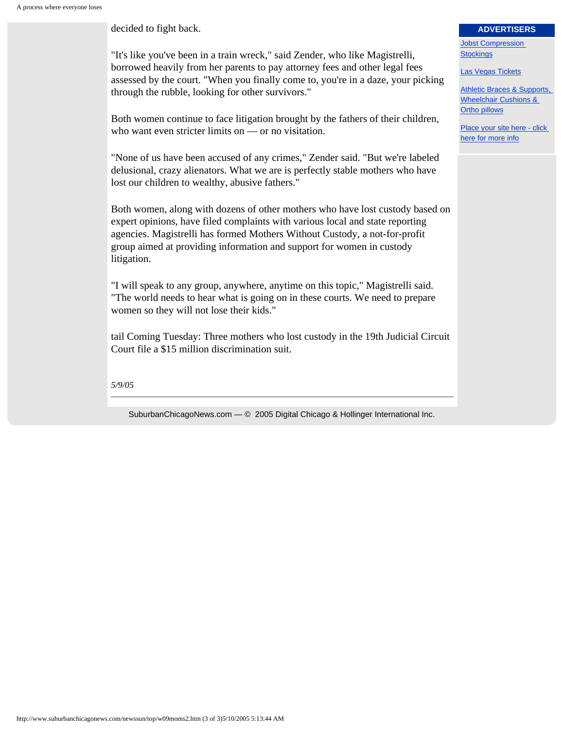decided to fight back.

"It's like you've been in a train wreck," said Zender, who like Magistrelli, borrowed heavily from her parents to pay attorney fees and other legal fees assessed by the court. "When you finally come to, you're in a daze, your picking through the rubble, looking for other survivors."

Both women continue to face litigation brought by the fathers of their children, who want even stricter limits on — or no visitation.

"None of us have been accused of any crimes," Zender said. "But we're labeled delusional, crazy alienators. What we are is perfectly stable mothers who have lost our children to wealthy, abusive fathers."

Both women, along with dozens of other mothers who have lost custody based on expert opinions, have filed complaints with various local and state reporting agencies. Magistrelli has formed Mothers Without Custody, a not-for-profit group aimed at providing information and support for women in custody litigation.

"I will speak to any group, anywhere, anytime on this topic," Magistrelli said. "The world needs to hear what is going on in these courts. We need to prepare women so they will not lose their kids."

tail Coming Tuesday: Three mothers who lost custody in the 19th Judicial Circuit Court file a $15 million discrimination suit.

*5/9/05*

---

SuburbanChicagoNews.com — © 2005 Digital Chicago & Hollinger International Inc.

**ADVERTISERS**

[Jobst Compression Stockings]

[Las Vegas Tickets]

[Athletic Braces & Supports, Wheelchair Cushions & Ortho pillows]

[Place your site here - click here for more info]